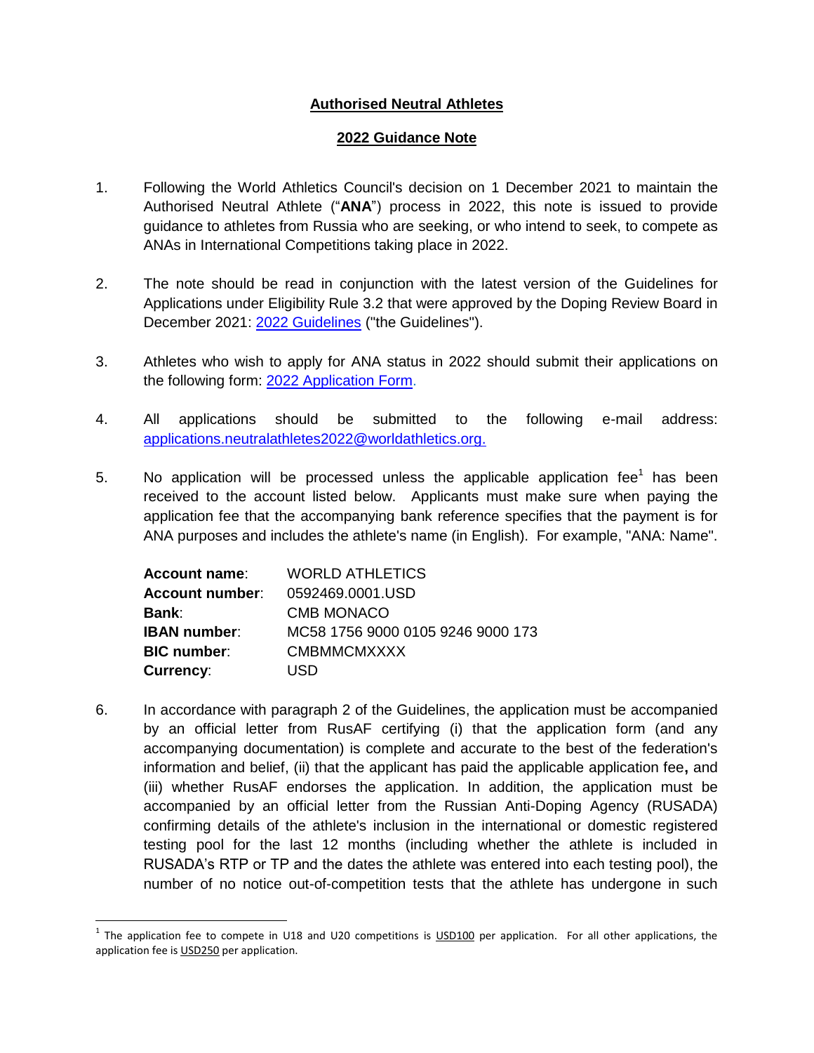# Authorised Neutral Athletes

## 2022 Guidance Note

1. Following the World Athletics Council's decision on 1 December 2021 to maintain the Authorised Neutral Athlete ("**ANA**") process in 2022, this note is issued to provide guidance to athletes from Russia who are seeking, or who intend to seek, to compete as ANAs in International Competitions taking place in 2022.

2. The note should be read in conjunction with the latest version of the Guidelines for Applications under Eligibility Rule 3.2 that were approved by the Doping Review Board in December 2021: [2022 Guidelines]() ("the Guidelines").

3. Athletes who wish to apply for ANA status in 2022 should submit their applications on the following form: [2022 Application Form]().

4. All applications should be submitted to the following e-mail address: applications.neutralathletes2022@worldathletics.org.

5. No application will be processed unless the applicable application fee[1] has been received to the account listed below. Applicants must make sure when paying the application fee that the accompanying bank reference specifies that the payment is for ANA purposes and includes the athlete's name (in English). For example, "ANA: Name".

   | | |
   |---|---|
   | **Account name**: | WORLD ATHLETICS |
   | **Account number**: | 0592469.0001.USD |
   | **Bank**: | CMB MONACO |
   | **IBAN number**: | MC58 1756 9000 0105 9246 9000 173 |
   | **BIC number**: | CMBMMCMXXXX |
   | **Currency**: | USD |

6. In accordance with paragraph 2 of the Guidelines, the application must be accompanied by an official letter from RusAF certifying (i) that the application form (and any accompanying documentation) is complete and accurate to the best of the federation's information and belief, (ii) that the applicant has paid the applicable application fee**,** and (iii) whether RusAF endorses the application. In addition, the application must be accompanied by an official letter from the Russian Anti-Doping Agency (RUSADA) confirming details of the athlete's inclusion in the international or domestic registered testing pool for the last 12 months (including whether the athlete is included in RUSADA's RTP or TP and the dates the athlete was entered into each testing pool), the number of no notice out-of-competition tests that the athlete has undergone in such

---

[1] The application fee to compete in U18 and U20 competitions is USD100 per application. For all other applications, the application fee is USD250 per application.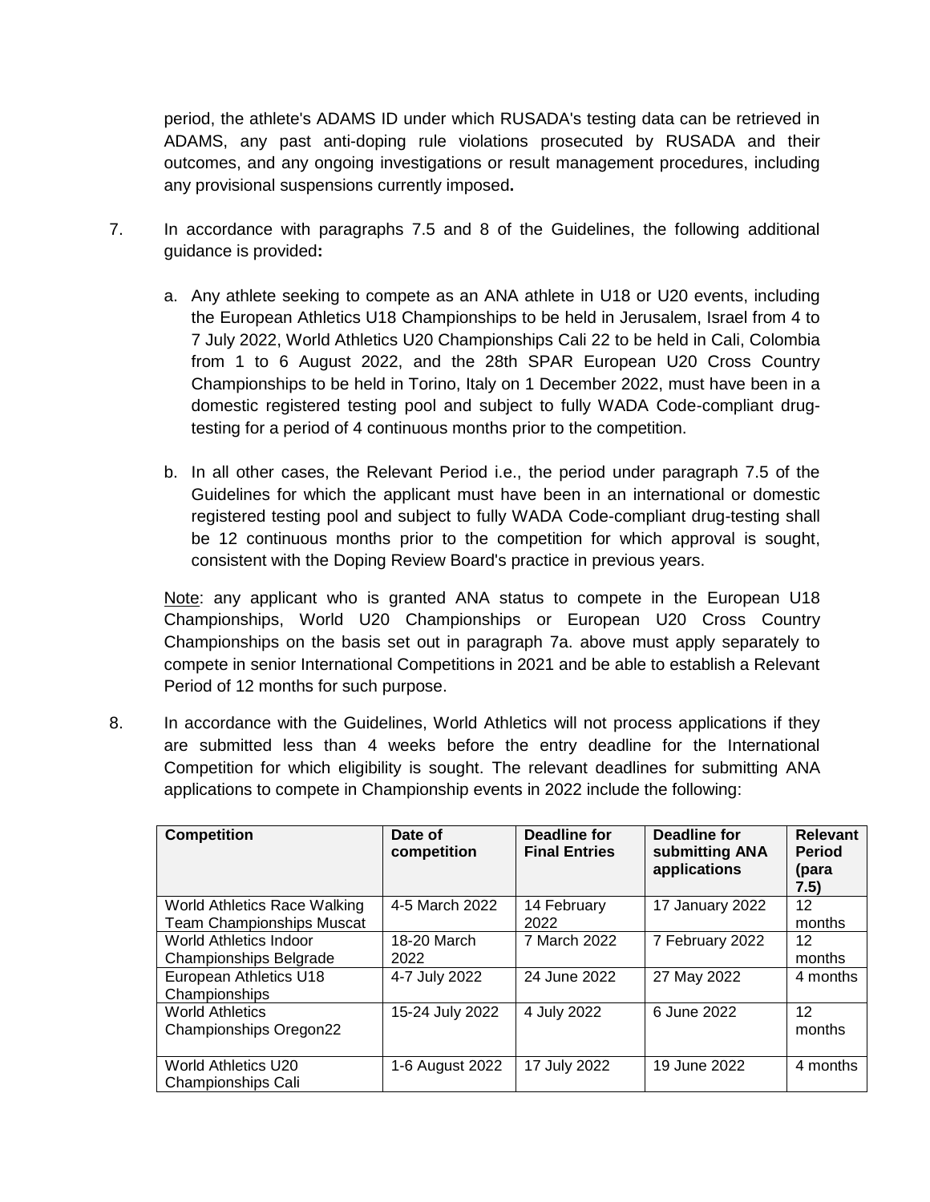period, the athlete's ADAMS ID under which RUSADA's testing data can be retrieved in ADAMS, any past anti-doping rule violations prosecuted by RUSADA and their outcomes, and any ongoing investigations or result management procedures, including any provisional suspensions currently imposed**.**

7. In accordance with paragraphs 7.5 and 8 of the Guidelines, the following additional guidance is provided**:**

   a. Any athlete seeking to compete as an ANA athlete in U18 or U20 events, including the European Athletics U18 Championships to be held in Jerusalem, Israel from 4 to 7 July 2022, World Athletics U20 Championships Cali 22 to be held in Cali, Colombia from 1 to 6 August 2022, and the 28th SPAR European U20 Cross Country Championships to be held in Torino, Italy on 1 December 2022, must have been in a domestic registered testing pool and subject to fully WADA Code-compliant drug-testing for a period of 4 continuous months prior to the competition.

   b. In all other cases, the Relevant Period i.e., the period under paragraph 7.5 of the Guidelines for which the applicant must have been in an international or domestic registered testing pool and subject to fully WADA Code-compliant drug-testing shall be 12 continuous months prior to the competition for which approval is sought, consistent with the Doping Review Board's practice in previous years.

   Note: any applicant who is granted ANA status to compete in the European U18 Championships, World U20 Championships or European U20 Cross Country Championships on the basis set out in paragraph 7a. above must apply separately to compete in senior International Competitions in 2021 and be able to establish a Relevant Period of 12 months for such purpose.

8. In accordance with the Guidelines, World Athletics will not process applications if they are submitted less than 4 weeks before the entry deadline for the International Competition for which eligibility is sought. The relevant deadlines for submitting ANA applications to compete in Championship events in 2022 include the following:

| Competition | Date of competition | Deadline for Final Entries | Deadline for submitting ANA applications | Relevant Period (para 7.5) |
|---|---|---|---|---|
| World Athletics Race Walking Team Championships Muscat | 4-5 March 2022 | 14 February 2022 | 17 January 2022 | 12 months |
| World Athletics Indoor Championships Belgrade | 18-20 March 2022 | 7 March 2022 | 7 February 2022 | 12 months |
| European Athletics U18 Championships | 4-7 July 2022 | 24 June 2022 | 27 May 2022 | 4 months |
| World Athletics Championships Oregon22 | 15-24 July 2022 | 4 July 2022 | 6 June 2022 | 12 months |
| World Athletics U20 Championships Cali | 1-6 August 2022 | 17 July 2022 | 19 June 2022 | 4 months |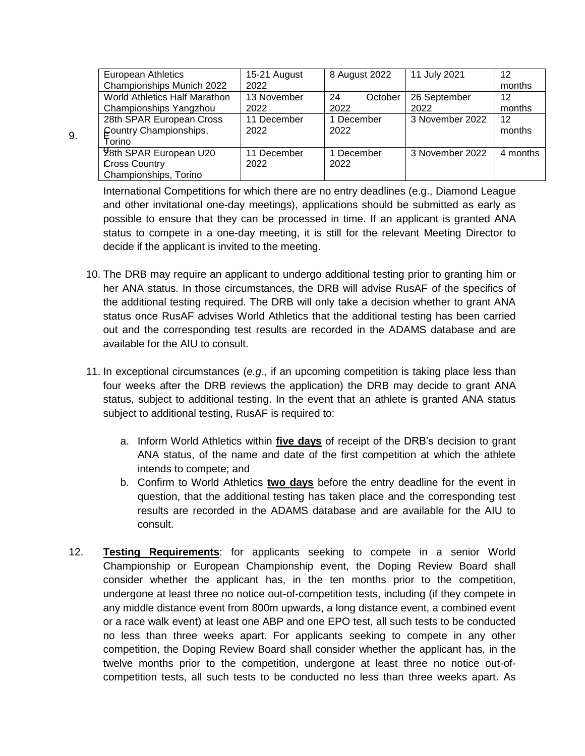| European Athletics Championships Munich 2022 | 15-21 August 2022 | 8 August 2022 | 11 July 2021 | 12 months |
|---|---|---|---|---|
| World Athletics Half Marathon Championships Yangzhou | 13 November 2022 | 24 October 2022 | 26 September 2022 | 12 months |
| 28th SPAR European Cross Country Championships, Torino | 11 December 2022 | 1 December 2022 | 3 November 2022 | 12 months |
| 28th SPAR European U20 Cross Country Championships, Torino | 11 December 2022 | 1 December 2022 | 3 November 2022 | 4 months |

9. International Competitions for which there are no entry deadlines (e.g., Diamond League and other invitational one-day meetings), applications should be submitted as early as possible to ensure that they can be processed in time. If an applicant is granted ANA status to compete in a one-day meeting, it is still for the relevant Meeting Director to decide if the applicant is invited to the meeting.

10. The DRB may require an applicant to undergo additional testing prior to granting him or her ANA status. In those circumstances, the DRB will advise RusAF of the specifics of the additional testing required. The DRB will only take a decision whether to grant ANA status once RusAF advises World Athletics that the additional testing has been carried out and the corresponding test results are recorded in the ADAMS database and are available for the AIU to consult.

11. In exceptional circumstances (*e.g*., if an upcoming competition is taking place less than four weeks after the DRB reviews the application) the DRB may decide to grant ANA status, subject to additional testing. In the event that an athlete is granted ANA status subject to additional testing, RusAF is required to:

    a. Inform World Athletics within **five days** of receipt of the DRB's decision to grant ANA status, of the name and date of the first competition at which the athlete intends to compete; and
    b. Confirm to World Athletics **two days** before the entry deadline for the event in question, that the additional testing has taken place and the corresponding test results are recorded in the ADAMS database and are available for the AIU to consult.

12. **Testing Requirements**: for applicants seeking to compete in a senior World Championship or European Championship event, the Doping Review Board shall consider whether the applicant has, in the ten months prior to the competition, undergone at least three no notice out-of-competition tests, including (if they compete in any middle distance event from 800m upwards, a long distance event, a combined event or a race walk event) at least one ABP and one EPO test, all such tests to be conducted no less than three weeks apart. For applicants seeking to compete in any other competition, the Doping Review Board shall consider whether the applicant has, in the twelve months prior to the competition, undergone at least three no notice out-of-competition tests, all such tests to be conducted no less than three weeks apart. As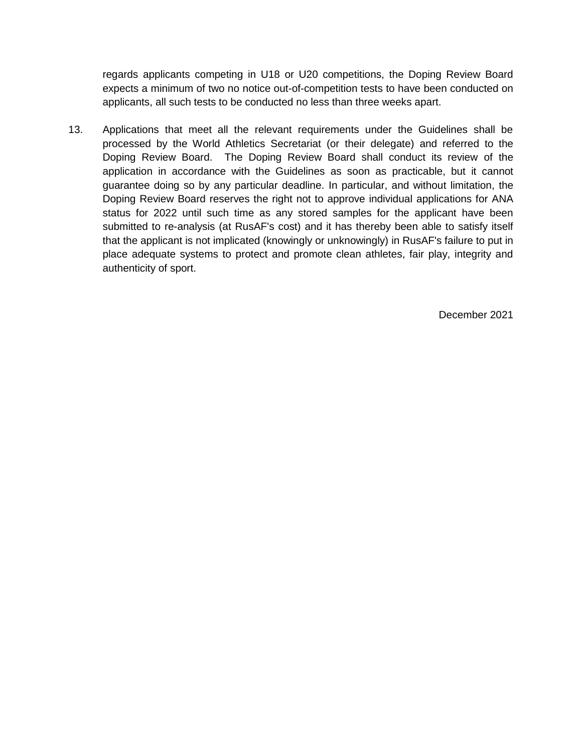regards applicants competing in U18 or U20 competitions, the Doping Review Board expects a minimum of two no notice out-of-competition tests to have been conducted on applicants, all such tests to be conducted no less than three weeks apart.

13. Applications that meet all the relevant requirements under the Guidelines shall be processed by the World Athletics Secretariat (or their delegate) and referred to the Doping Review Board. The Doping Review Board shall conduct its review of the application in accordance with the Guidelines as soon as practicable, but it cannot guarantee doing so by any particular deadline. In particular, and without limitation, the Doping Review Board reserves the right not to approve individual applications for ANA status for 2022 until such time as any stored samples for the applicant have been submitted to re-analysis (at RusAF's cost) and it has thereby been able to satisfy itself that the applicant is not implicated (knowingly or unknowingly) in RusAF's failure to put in place adequate systems to protect and promote clean athletes, fair play, integrity and authenticity of sport.

December 2021